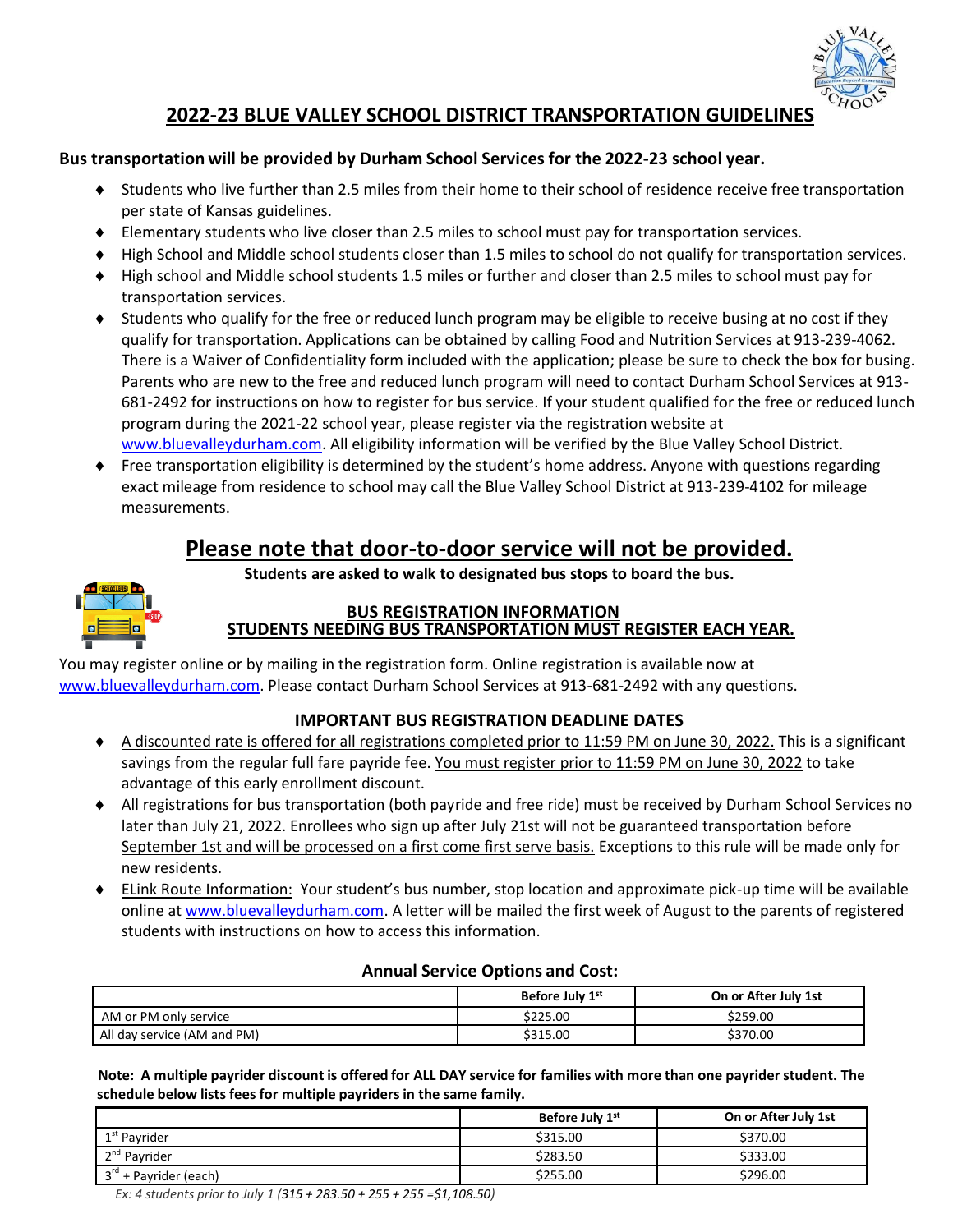# 2022-23 BLUE VALLEY SCHOOL DISTRICT TRANSPORTATION GUIDELINES

**Bus transportation will be provided by Durham School Services for the 2022-23 school year.**

- Students who live further than 2.5 miles from their home to their school of residence receive free transportation per state of Kansas guidelines.
- Elementary students who live closer than 2.5 miles to school must pay for transportation services.
- High School and Middle school students closer than 1.5 miles to school do not qualify for transportation services.
- High school and Middle school students 1.5 miles or further and closer than 2.5 miles to school must pay for transportation services.
- Students who qualify for the free or reduced lunch program may be eligible to receive busing at no cost if they qualify for transportation. Applications can be obtained by calling Food and Nutrition Services at 913-239-4062. There is a Waiver of Confidentiality form included with the application; please be sure to check the box for busing. Parents who are new to the free and reduced lunch program will need to contact Durham School Services at 913-681-2492 for instructions on how to register for bus service. If your student qualified for the free or reduced lunch program during the 2021-22 school year, please register via the registration website at www.bluevalleydurham.com. All eligibility information will be verified by the Blue Valley School District.
- Free transportation eligibility is determined by the student's home address. Anyone with questions regarding exact mileage from residence to school may call the Blue Valley School District at 913-239-4102 for mileage measurements.

## Please note that door-to-door service will not be provided.

**Students are asked to walk to designated bus stops to board the bus.**

### BUS REGISTRATION INFORMATION
### STUDENTS NEEDING BUS TRANSPORTATION MUST REGISTER EACH YEAR.

You may register online or by mailing in the registration form. Online registration is available now at www.bluevalleydurham.com. Please contact Durham School Services at 913-681-2492 with any questions.

### IMPORTANT BUS REGISTRATION DEADLINE DATES

- A discounted rate is offered for all registrations completed prior to 11:59 PM on June 30, 2022. This is a significant savings from the regular full fare payride fee. You must register prior to 11:59 PM on June 30, 2022 to take advantage of this early enrollment discount.
- All registrations for bus transportation (both payride and free ride) must be received by Durham School Services no later than July 21, 2022. Enrollees who sign up after July 21st will not be guaranteed transportation before September 1st and will be processed on a first come first serve basis. Exceptions to this rule will be made only for new residents.
- ELink Route Information: Your student's bus number, stop location and approximate pick-up time will be available online at www.bluevalleydurham.com. A letter will be mailed the first week of August to the parents of registered students with instructions on how to access this information.

**Annual Service Options and Cost:**

| | Before July 1st | On or After July 1st |
|---|---|---|
| AM or PM only service | $225.00 | $259.00 |
| All day service (AM and PM) | $315.00 | $370.00 |

**Note: A multiple payrider discount is offered for ALL DAY service for families with more than one payrider student. The schedule below lists fees for multiple payriders in the same family.**

| | Before July 1st | On or After July 1st |
|---|---|---|
| 1st Payrider | $315.00 | $370.00 |
| 2nd Payrider | $283.50 | $333.00 |
| 3rd + Payrider (each) | $255.00 | $296.00 |

*Ex: 4 students prior to July 1 (315 + 283.50 + 255 + 255 =$1,108.50)*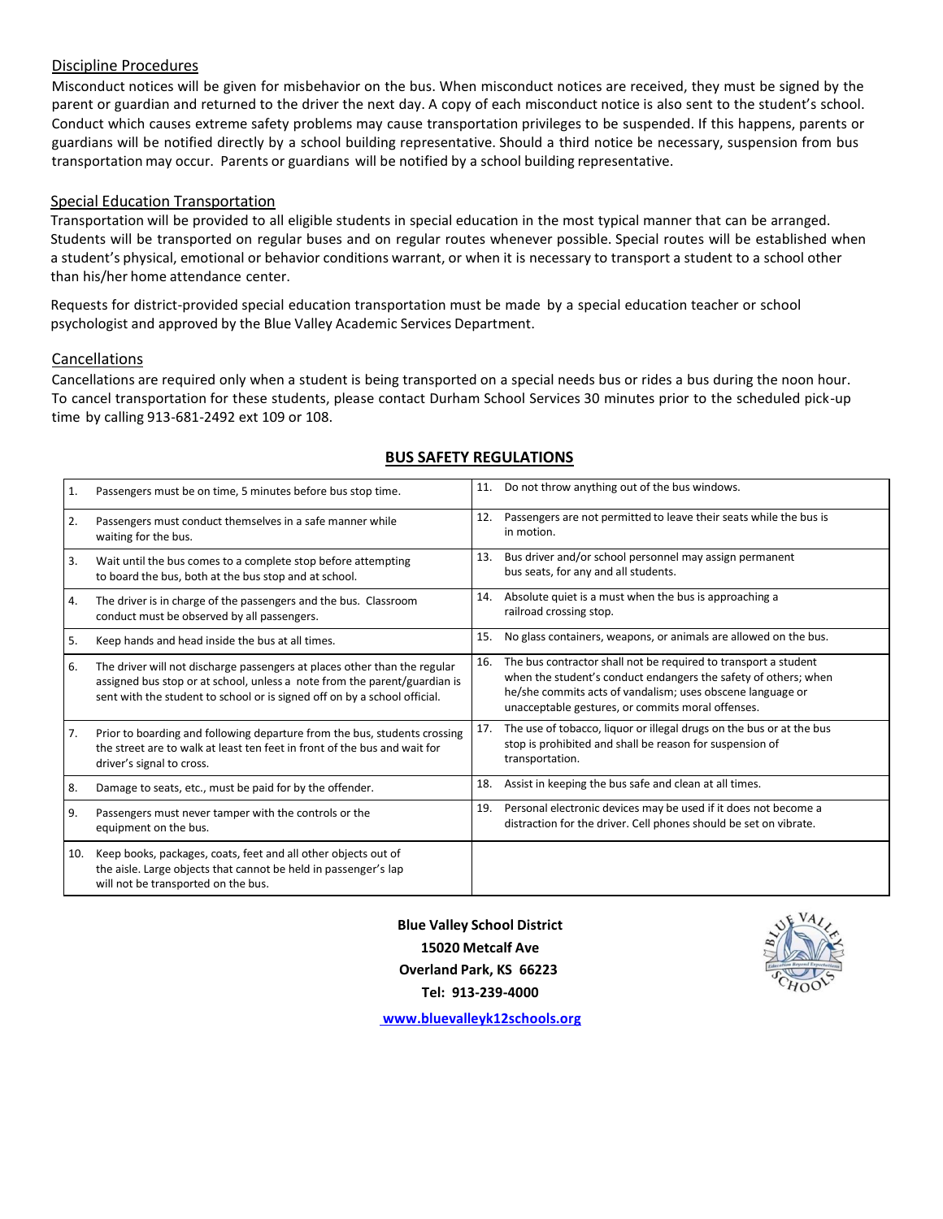## Discipline Procedures

Misconduct notices will be given for misbehavior on the bus. When misconduct notices are received, they must be signed by the parent or guardian and returned to the driver the next day. A copy of each misconduct notice is also sent to the student's school. Conduct which causes extreme safety problems may cause transportation privileges to be suspended. If this happens, parents or guardians will be notified directly by a school building representative. Should a third notice be necessary, suspension from bus transportation may occur. Parents or guardians will be notified by a school building representative.

## Special Education Transportation

Transportation will be provided to all eligible students in special education in the most typical manner that can be arranged. Students will be transported on regular buses and on regular routes whenever possible. Special routes will be established when a student's physical, emotional or behavior conditions warrant, or when it is necessary to transport a student to a school other than his/her home attendance center.

Requests for district-provided special education transportation must be made by a special education teacher or school psychologist and approved by the Blue Valley Academic Services Department.

## Cancellations

Cancellations are required only when a student is being transported on a special needs bus or rides a bus during the noon hour. To cancel transportation for these students, please contact Durham School Services 30 minutes prior to the scheduled pick-up time by calling 913-681-2492 ext 109 or 108.

## BUS SAFETY REGULATIONS

| | | | |
|---|---|---|---|
| 1. | Passengers must be on time, 5 minutes before bus stop time. | 11. | Do not throw anything out of the bus windows. |
| 2. | Passengers must conduct themselves in a safe manner while waiting for the bus. | 12. | Passengers are not permitted to leave their seats while the bus is in motion. |
| 3. | Wait until the bus comes to a complete stop before attempting to board the bus, both at the bus stop and at school. | 13. | Bus driver and/or school personnel may assign permanent bus seats, for any and all students. |
| 4. | The driver is in charge of the passengers and the bus. Classroom conduct must be observed by all passengers. | 14. | Absolute quiet is a must when the bus is approaching a railroad crossing stop. |
| 5. | Keep hands and head inside the bus at all times. | 15. | No glass containers, weapons, or animals are allowed on the bus. |
| 6. | The driver will not discharge passengers at places other than the regular assigned bus stop or at school, unless a note from the parent/guardian is sent with the student to school or is signed off on by a school official. | 16. | The bus contractor shall not be required to transport a student when the student's conduct endangers the safety of others; when he/she commits acts of vandalism; uses obscene language or unacceptable gestures, or commits moral offenses. |
| 7. | Prior to boarding and following departure from the bus, students crossing the street are to walk at least ten feet in front of the bus and wait for driver's signal to cross. | 17. | The use of tobacco, liquor or illegal drugs on the bus or at the bus stop is prohibited and shall be reason for suspension of transportation. |
| 8. | Damage to seats, etc., must be paid for by the offender. | 18. | Assist in keeping the bus safe and clean at all times. |
| 9. | Passengers must never tamper with the controls or the equipment on the bus. | 19. | Personal electronic devices may be used if it does not become a distraction for the driver. Cell phones should be set on vibrate. |
| 10. | Keep books, packages, coats, feet and all other objects out of the aisle. Large objects that cannot be held in passenger's lap will not be transported on the bus. | | |

**Blue Valley School District**
**15020 Metcalf Ave**
**Overland Park, KS 66223**
**Tel: 913-239-4000**
**www.bluevalleyk12schools.org**